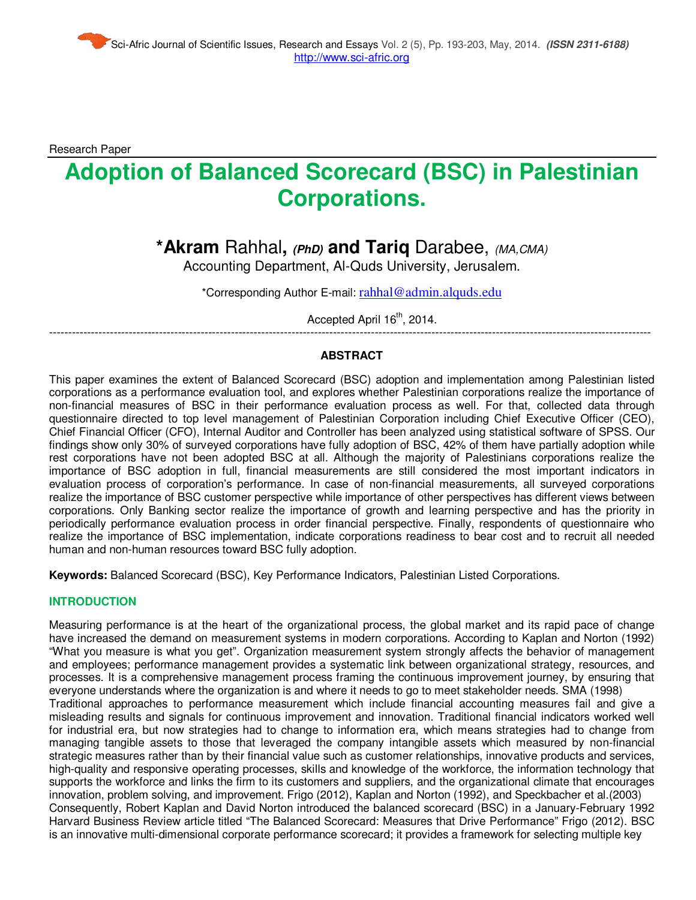Research Paper

# Adoption of Balanced Scorecard (BSC) in Palestinian Corporations.

**\*Akram** Rahhal, ***(PhD)*** **and Tariq** Darabee, *(MA,CMA)*

Accounting Department, Al-Quds University, Jerusalem.

\*Corresponding Author E-mail: rahhal@admin.alquds.edu

Accepted April 16th, 2014.

## ABSTRACT

This paper examines the extent of Balanced Scorecard (BSC) adoption and implementation among Palestinian listed corporations as a performance evaluation tool, and explores whether Palestinian corporations realize the importance of non-financial measures of BSC in their performance evaluation process as well. For that, collected data through questionnaire directed to top level management of Palestinian Corporation including Chief Executive Officer (CEO), Chief Financial Officer (CFO), Internal Auditor and Controller has been analyzed using statistical software of SPSS. Our findings show only 30% of surveyed corporations have fully adoption of BSC, 42% of them have partially adoption while rest corporations have not been adopted BSC at all. Although the majority of Palestinians corporations realize the importance of BSC adoption in full, financial measurements are still considered the most important indicators in evaluation process of corporation's performance. In case of non-financial measurements, all surveyed corporations realize the importance of BSC customer perspective while importance of other perspectives has different views between corporations. Only Banking sector realize the importance of growth and learning perspective and has the priority in periodically performance evaluation process in order financial perspective. Finally, respondents of questionnaire who realize the importance of BSC implementation, indicate corporations readiness to bear cost and to recruit all needed human and non-human resources toward BSC fully adoption.

**Keywords:** Balanced Scorecard (BSC), Key Performance Indicators, Palestinian Listed Corporations.

## INTRODUCTION

Measuring performance is at the heart of the organizational process, the global market and its rapid pace of change have increased the demand on measurement systems in modern corporations. According to Kaplan and Norton (1992) "What you measure is what you get". Organization measurement system strongly affects the behavior of management and employees; performance management provides a systematic link between organizational strategy, resources, and processes. It is a comprehensive management process framing the continuous improvement journey, by ensuring that everyone understands where the organization is and where it needs to go to meet stakeholder needs. SMA (1998)

Traditional approaches to performance measurement which include financial accounting measures fail and give a misleading results and signals for continuous improvement and innovation. Traditional financial indicators worked well for industrial era, but now strategies had to change to information era, which means strategies had to change from managing tangible assets to those that leveraged the company intangible assets which measured by non-financial strategic measures rather than by their financial value such as customer relationships, innovative products and services, high-quality and responsive operating processes, skills and knowledge of the workforce, the information technology that supports the workforce and links the firm to its customers and suppliers, and the organizational climate that encourages innovation, problem solving, and improvement. Frigo (2012), Kaplan and Norton (1992), and Speckbacher et al.(2003)

Consequently, Robert Kaplan and David Norton introduced the balanced scorecard (BSC) in a January-February 1992 Harvard Business Review article titled "The Balanced Scorecard: Measures that Drive Performance" Frigo (2012). BSC is an innovative multi-dimensional corporate performance scorecard; it provides a framework for selecting multiple key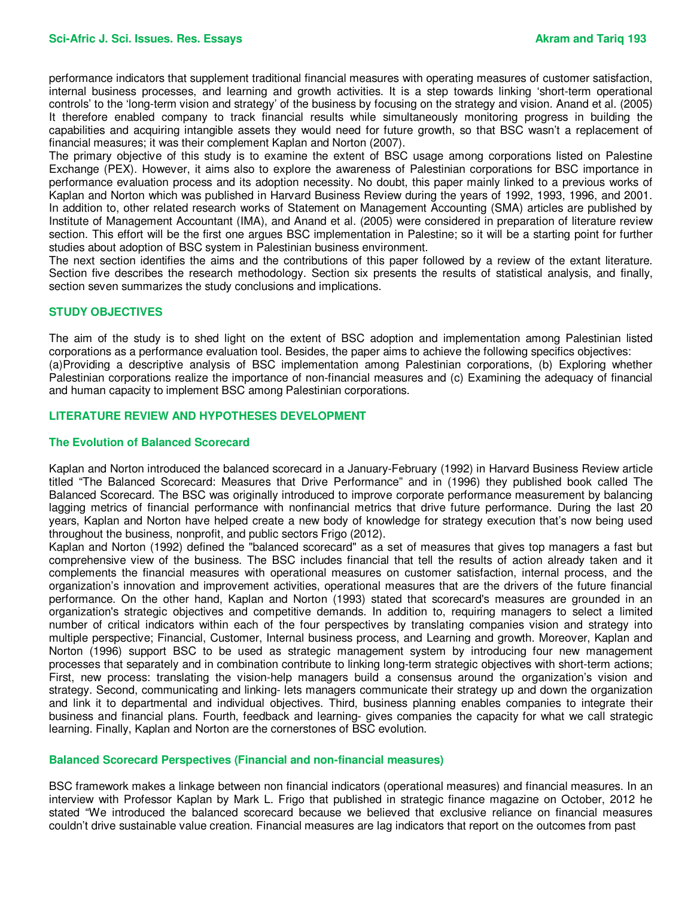performance indicators that supplement traditional financial measures with operating measures of customer satisfaction, internal business processes, and learning and growth activities. It is a step towards linking 'short-term operational controls' to the 'long-term vision and strategy' of the business by focusing on the strategy and vision. Anand et al. (2005) It therefore enabled company to track financial results while simultaneously monitoring progress in building the capabilities and acquiring intangible assets they would need for future growth, so that BSC wasn't a replacement of financial measures; it was their complement Kaplan and Norton (2007).

The primary objective of this study is to examine the extent of BSC usage among corporations listed on Palestine Exchange (PEX). However, it aims also to explore the awareness of Palestinian corporations for BSC importance in performance evaluation process and its adoption necessity. No doubt, this paper mainly linked to a previous works of Kaplan and Norton which was published in Harvard Business Review during the years of 1992, 1993, 1996, and 2001. In addition to, other related research works of Statement on Management Accounting (SMA) articles are published by Institute of Management Accountant (IMA), and Anand et al. (2005) were considered in preparation of literature review section. This effort will be the first one argues BSC implementation in Palestine; so it will be a starting point for further studies about adoption of BSC system in Palestinian business environment.

The next section identifies the aims and the contributions of this paper followed by a review of the extant literature. Section five describes the research methodology. Section six presents the results of statistical analysis, and finally, section seven summarizes the study conclusions and implications.

## STUDY OBJECTIVES

The aim of the study is to shed light on the extent of BSC adoption and implementation among Palestinian listed corporations as a performance evaluation tool. Besides, the paper aims to achieve the following specifics objectives:
(a)Providing a descriptive analysis of BSC implementation among Palestinian corporations, (b) Exploring whether Palestinian corporations realize the importance of non-financial measures and (c) Examining the adequacy of financial and human capacity to implement BSC among Palestinian corporations.

## LITERATURE REVIEW AND HYPOTHESES DEVELOPMENT

### The Evolution of Balanced Scorecard

Kaplan and Norton introduced the balanced scorecard in a January-February (1992) in Harvard Business Review article titled "The Balanced Scorecard: Measures that Drive Performance" and in (1996) they published book called The Balanced Scorecard. The BSC was originally introduced to improve corporate performance measurement by balancing lagging metrics of financial performance with nonfinancial metrics that drive future performance. During the last 20 years, Kaplan and Norton have helped create a new body of knowledge for strategy execution that's now being used throughout the business, nonprofit, and public sectors Frigo (2012).

Kaplan and Norton (1992) defined the "balanced scorecard" as a set of measures that gives top managers a fast but comprehensive view of the business. The BSC includes financial that tell the results of action already taken and it complements the financial measures with operational measures on customer satisfaction, internal process, and the organization's innovation and improvement activities, operational measures that are the drivers of the future financial performance. On the other hand, Kaplan and Norton (1993) stated that scorecard's measures are grounded in an organization's strategic objectives and competitive demands. In addition to, requiring managers to select a limited number of critical indicators within each of the four perspectives by translating companies vision and strategy into multiple perspective; Financial, Customer, Internal business process, and Learning and growth. Moreover, Kaplan and Norton (1996) support BSC to be used as strategic management system by introducing four new management processes that separately and in combination contribute to linking long-term strategic objectives with short-term actions; First, new process: translating the vision-help managers build a consensus around the organization's vision and strategy. Second, communicating and linking- lets managers communicate their strategy up and down the organization and link it to departmental and individual objectives. Third, business planning enables companies to integrate their business and financial plans. Fourth, feedback and learning- gives companies the capacity for what we call strategic learning. Finally, Kaplan and Norton are the cornerstones of BSC evolution.

### Balanced Scorecard Perspectives (Financial and non-financial measures)

BSC framework makes a linkage between non financial indicators (operational measures) and financial measures. In an interview with Professor Kaplan by Mark L. Frigo that published in strategic finance magazine on October, 2012 he stated "We introduced the balanced scorecard because we believed that exclusive reliance on financial measures couldn't drive sustainable value creation. Financial measures are lag indicators that report on the outcomes from past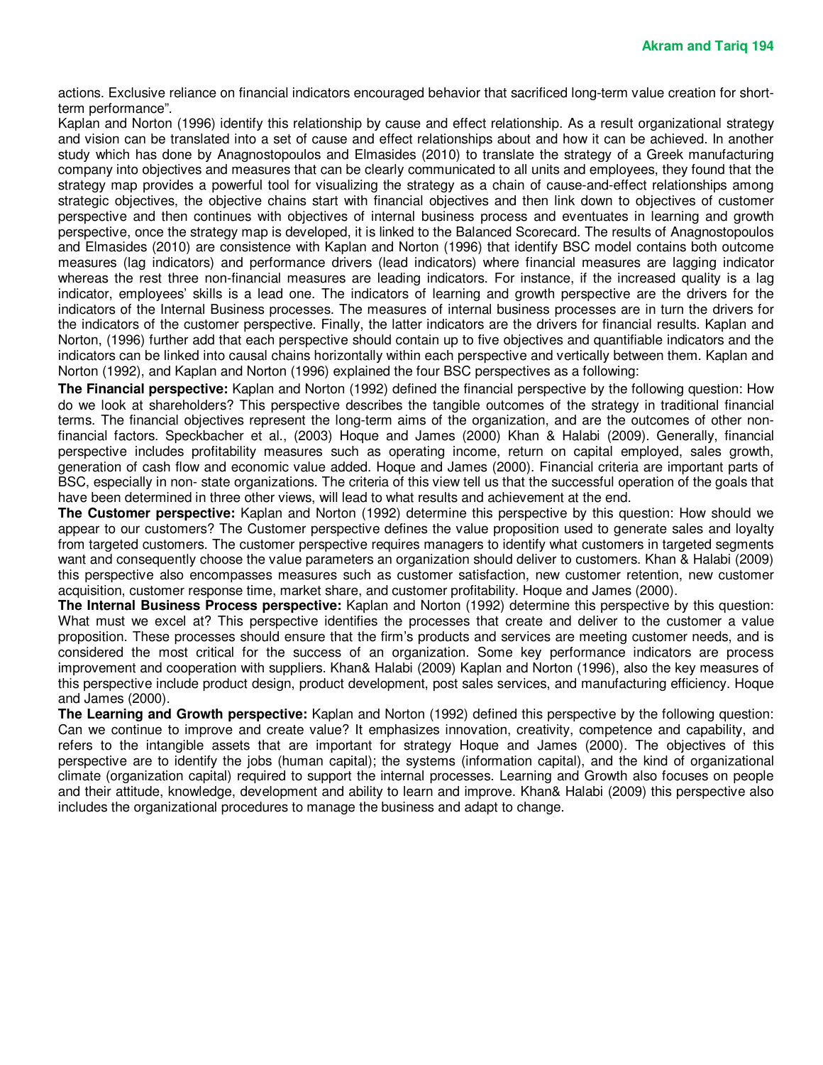actions. Exclusive reliance on financial indicators encouraged behavior that sacrificed long-term value creation for short-term performance".

Kaplan and Norton (1996) identify this relationship by cause and effect relationship. As a result organizational strategy and vision can be translated into a set of cause and effect relationships about and how it can be achieved. In another study which has done by Anagnostopoulos and Elmasides (2010) to translate the strategy of a Greek manufacturing company into objectives and measures that can be clearly communicated to all units and employees, they found that the strategy map provides a powerful tool for visualizing the strategy as a chain of cause-and-effect relationships among strategic objectives, the objective chains start with financial objectives and then link down to objectives of customer perspective and then continues with objectives of internal business process and eventuates in learning and growth perspective, once the strategy map is developed, it is linked to the Balanced Scorecard. The results of Anagnostopoulos and Elmasides (2010) are consistence with Kaplan and Norton (1996) that identify BSC model contains both outcome measures (lag indicators) and performance drivers (lead indicators) where financial measures are lagging indicator whereas the rest three non-financial measures are leading indicators. For instance, if the increased quality is a lag indicator, employees' skills is a lead one. The indicators of learning and growth perspective are the drivers for the indicators of the Internal Business processes. The measures of internal business processes are in turn the drivers for the indicators of the customer perspective. Finally, the latter indicators are the drivers for financial results. Kaplan and Norton, (1996) further add that each perspective should contain up to five objectives and quantifiable indicators and the indicators can be linked into causal chains horizontally within each perspective and vertically between them. Kaplan and Norton (1992), and Kaplan and Norton (1996) explained the four BSC perspectives as a following:

**The Financial perspective:** Kaplan and Norton (1992) defined the financial perspective by the following question: How do we look at shareholders? This perspective describes the tangible outcomes of the strategy in traditional financial terms. The financial objectives represent the long-term aims of the organization, and are the outcomes of other non-financial factors. Speckbacher et al., (2003) Hoque and James (2000) Khan & Halabi (2009). Generally, financial perspective includes profitability measures such as operating income, return on capital employed, sales growth, generation of cash flow and economic value added. Hoque and James (2000). Financial criteria are important parts of BSC, especially in non- state organizations. The criteria of this view tell us that the successful operation of the goals that have been determined in three other views, will lead to what results and achievement at the end.

**The Customer perspective:** Kaplan and Norton (1992) determine this perspective by this question: How should we appear to our customers? The Customer perspective defines the value proposition used to generate sales and loyalty from targeted customers. The customer perspective requires managers to identify what customers in targeted segments want and consequently choose the value parameters an organization should deliver to customers. Khan & Halabi (2009) this perspective also encompasses measures such as customer satisfaction, new customer retention, new customer acquisition, customer response time, market share, and customer profitability. Hoque and James (2000).

**The Internal Business Process perspective:** Kaplan and Norton (1992) determine this perspective by this question: What must we excel at? This perspective identifies the processes that create and deliver to the customer a value proposition. These processes should ensure that the firm's products and services are meeting customer needs, and is considered the most critical for the success of an organization. Some key performance indicators are process improvement and cooperation with suppliers. Khan& Halabi (2009) Kaplan and Norton (1996), also the key measures of this perspective include product design, product development, post sales services, and manufacturing efficiency. Hoque and James (2000).

**The Learning and Growth perspective:** Kaplan and Norton (1992) defined this perspective by the following question: Can we continue to improve and create value? It emphasizes innovation, creativity, competence and capability, and refers to the intangible assets that are important for strategy Hoque and James (2000). The objectives of this perspective are to identify the jobs (human capital); the systems (information capital), and the kind of organizational climate (organization capital) required to support the internal processes. Learning and Growth also focuses on people and their attitude, knowledge, development and ability to learn and improve. Khan& Halabi (2009) this perspective also includes the organizational procedures to manage the business and adapt to change.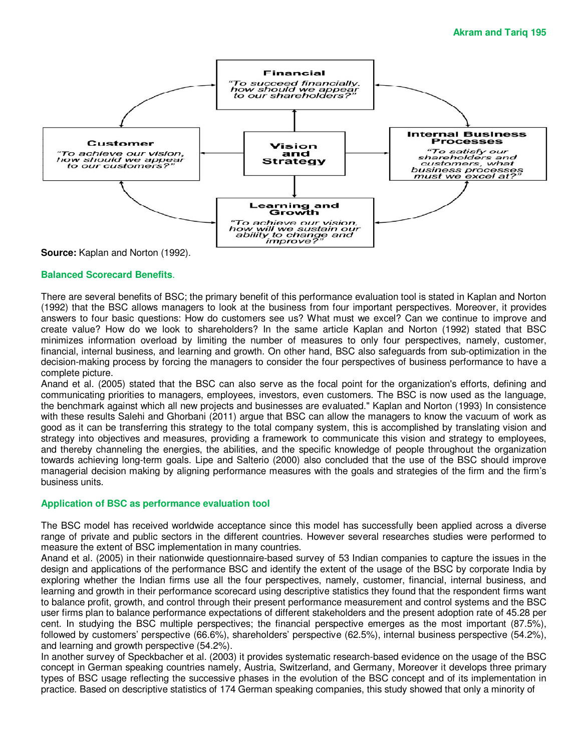**Financial**
"To succeed financially, how should we appear to our shareholders?"

**Customer**
"To achieve our vision, how should we appear to our customers?"

**Vision and Strategy**

**Internal Business Processes**
"To satisfy our shareholders and customers, what business processes must we excel at?"

**Learning and Growth**
"To achieve our vision, how will we sustain our ability to change and improve?"

**Source:** Kaplan and Norton (1992).

## Balanced Scorecard Benefits.

There are several benefits of BSC; the primary benefit of this performance evaluation tool is stated in Kaplan and Norton (1992) that the BSC allows managers to look at the business from four important perspectives. Moreover, it provides answers to four basic questions: How do customers see us? What must we excel? Can we continue to improve and create value? How do we look to shareholders? In the same article Kaplan and Norton (1992) stated that BSC minimizes information overload by limiting the number of measures to only four perspectives, namely, customer, financial, internal business, and learning and growth. On other hand, BSC also safeguards from sub-optimization in the decision-making process by forcing the managers to consider the four perspectives of business performance to have a complete picture.

Anand et al. (2005) stated that the BSC can also serve as the focal point for the organization's efforts, defining and communicating priorities to managers, employees, investors, even customers. The BSC is now used as the language, the benchmark against which all new projects and businesses are evaluated." Kaplan and Norton (1993) In consistence with these results Salehi and Ghorbani (2011) argue that BSC can allow the managers to know the vacuum of work as good as it can be transferring this strategy to the total company system, this is accomplished by translating vision and strategy into objectives and measures, providing a framework to communicate this vision and strategy to employees, and thereby channeling the energies, the abilities, and the specific knowledge of people throughout the organization towards achieving long-term goals. Lipe and Salterio (2000) also concluded that the use of the BSC should improve managerial decision making by aligning performance measures with the goals and strategies of the firm and the firm's business units.

## Application of BSC as performance evaluation tool

The BSC model has received worldwide acceptance since this model has successfully been applied across a diverse range of private and public sectors in the different countries. However several researches studies were performed to measure the extent of BSC implementation in many countries.

Anand et al. (2005) in their nationwide questionnaire-based survey of 53 Indian companies to capture the issues in the design and applications of the performance BSC and identify the extent of the usage of the BSC by corporate India by exploring whether the Indian firms use all the four perspectives, namely, customer, financial, internal business, and learning and growth in their performance scorecard using descriptive statistics they found that the respondent firms want to balance profit, growth, and control through their present performance measurement and control systems and the BSC user firms plan to balance performance expectations of different stakeholders and the present adoption rate of 45.28 per cent. In studying the BSC multiple perspectives; the financial perspective emerges as the most important (87.5%), followed by customers' perspective (66.6%), shareholders' perspective (62.5%), internal business perspective (54.2%), and learning and growth perspective (54.2%).

In another survey of Speckbacher et al. (2003) it provides systematic research-based evidence on the usage of the BSC concept in German speaking countries namely, Austria, Switzerland, and Germany, Moreover it develops three primary types of BSC usage reflecting the successive phases in the evolution of the BSC concept and of its implementation in practice. Based on descriptive statistics of 174 German speaking companies, this study showed that only a minority of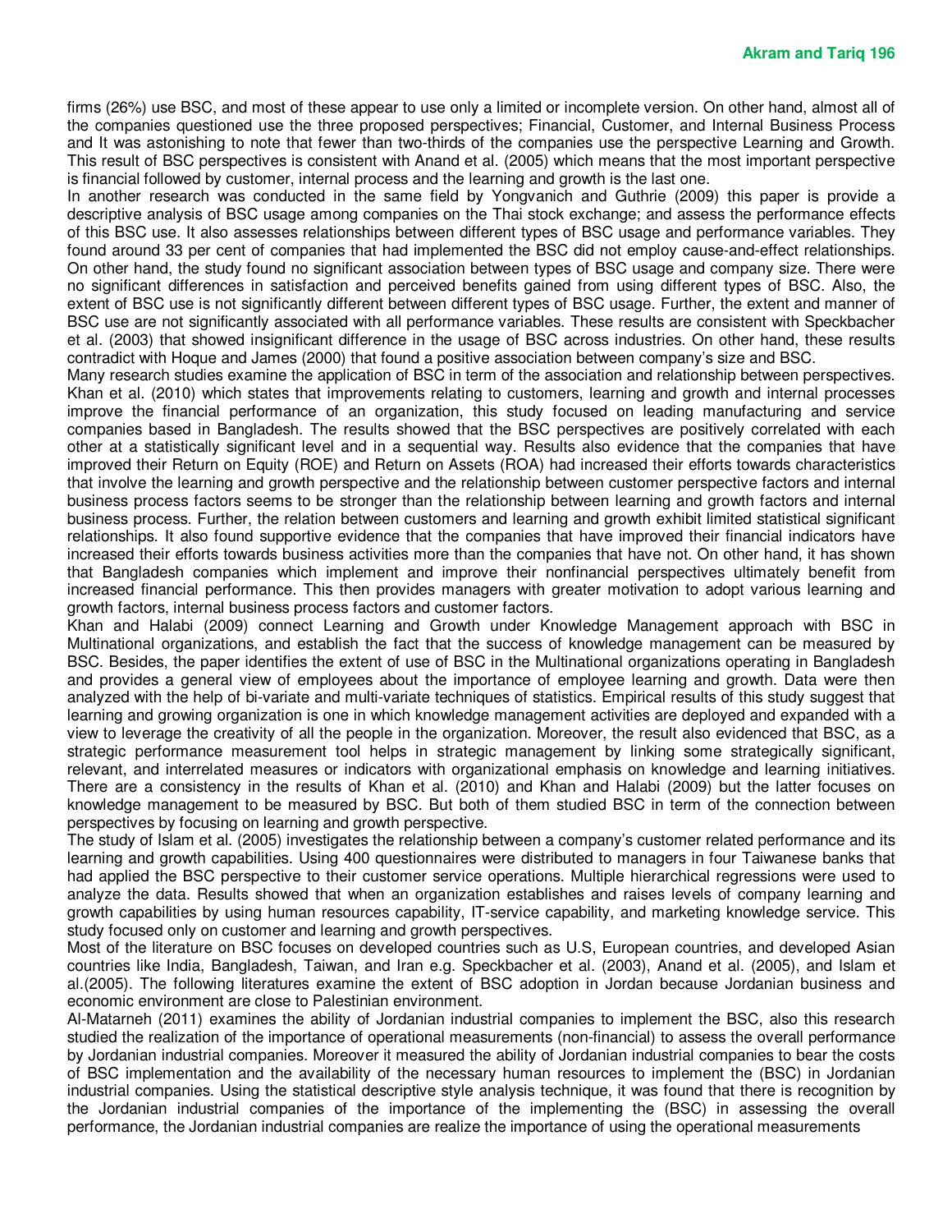firms (26%) use BSC, and most of these appear to use only a limited or incomplete version. On other hand, almost all of the companies questioned use the three proposed perspectives; Financial, Customer, and Internal Business Process and It was astonishing to note that fewer than two-thirds of the companies use the perspective Learning and Growth. This result of BSC perspectives is consistent with Anand et al. (2005) which means that the most important perspective is financial followed by customer, internal process and the learning and growth is the last one.

In another research was conducted in the same field by Yongvanich and Guthrie (2009) this paper is provide a descriptive analysis of BSC usage among companies on the Thai stock exchange; and assess the performance effects of this BSC use. It also assesses relationships between different types of BSC usage and performance variables. They found around 33 per cent of companies that had implemented the BSC did not employ cause-and-effect relationships. On other hand, the study found no significant association between types of BSC usage and company size. There were no significant differences in satisfaction and perceived benefits gained from using different types of BSC. Also, the extent of BSC use is not significantly different between different types of BSC usage. Further, the extent and manner of BSC use are not significantly associated with all performance variables. These results are consistent with Speckbacher et al. (2003) that showed insignificant difference in the usage of BSC across industries. On other hand, these results contradict with Hoque and James (2000) that found a positive association between company's size and BSC.

Many research studies examine the application of BSC in term of the association and relationship between perspectives. Khan et al. (2010) which states that improvements relating to customers, learning and growth and internal processes improve the financial performance of an organization, this study focused on leading manufacturing and service companies based in Bangladesh. The results showed that the BSC perspectives are positively correlated with each other at a statistically significant level and in a sequential way. Results also evidence that the companies that have improved their Return on Equity (ROE) and Return on Assets (ROA) had increased their efforts towards characteristics that involve the learning and growth perspective and the relationship between customer perspective factors and internal business process factors seems to be stronger than the relationship between learning and growth factors and internal business process. Further, the relation between customers and learning and growth exhibit limited statistical significant relationships. It also found supportive evidence that the companies that have improved their financial indicators have increased their efforts towards business activities more than the companies that have not. On other hand, it has shown that Bangladesh companies which implement and improve their nonfinancial perspectives ultimately benefit from increased financial performance. This then provides managers with greater motivation to adopt various learning and growth factors, internal business process factors and customer factors.

Khan and Halabi (2009) connect Learning and Growth under Knowledge Management approach with BSC in Multinational organizations, and establish the fact that the success of knowledge management can be measured by BSC. Besides, the paper identifies the extent of use of BSC in the Multinational organizations operating in Bangladesh and provides a general view of employees about the importance of employee learning and growth. Data were then analyzed with the help of bi-variate and multi-variate techniques of statistics. Empirical results of this study suggest that learning and growing organization is one in which knowledge management activities are deployed and expanded with a view to leverage the creativity of all the people in the organization. Moreover, the result also evidenced that BSC, as a strategic performance measurement tool helps in strategic management by linking some strategically significant, relevant, and interrelated measures or indicators with organizational emphasis on knowledge and learning initiatives. There are a consistency in the results of Khan et al. (2010) and Khan and Halabi (2009) but the latter focuses on knowledge management to be measured by BSC. But both of them studied BSC in term of the connection between perspectives by focusing on learning and growth perspective.

The study of Islam et al. (2005) investigates the relationship between a company's customer related performance and its learning and growth capabilities. Using 400 questionnaires were distributed to managers in four Taiwanese banks that had applied the BSC perspective to their customer service operations. Multiple hierarchical regressions were used to analyze the data. Results showed that when an organization establishes and raises levels of company learning and growth capabilities by using human resources capability, IT-service capability, and marketing knowledge service. This study focused only on customer and learning and growth perspectives.

Most of the literature on BSC focuses on developed countries such as U.S, European countries, and developed Asian countries like India, Bangladesh, Taiwan, and Iran e.g. Speckbacher et al. (2003), Anand et al. (2005), and Islam et al.(2005). The following literatures examine the extent of BSC adoption in Jordan because Jordanian business and economic environment are close to Palestinian environment.

Al-Matarneh (2011) examines the ability of Jordanian industrial companies to implement the BSC, also this research studied the realization of the importance of operational measurements (non-financial) to assess the overall performance by Jordanian industrial companies. Moreover it measured the ability of Jordanian industrial companies to bear the costs of BSC implementation and the availability of the necessary human resources to implement the (BSC) in Jordanian industrial companies. Using the statistical descriptive style analysis technique, it was found that there is recognition by the Jordanian industrial companies of the importance of the implementing the (BSC) in assessing the overall performance, the Jordanian industrial companies are realize the importance of using the operational measurements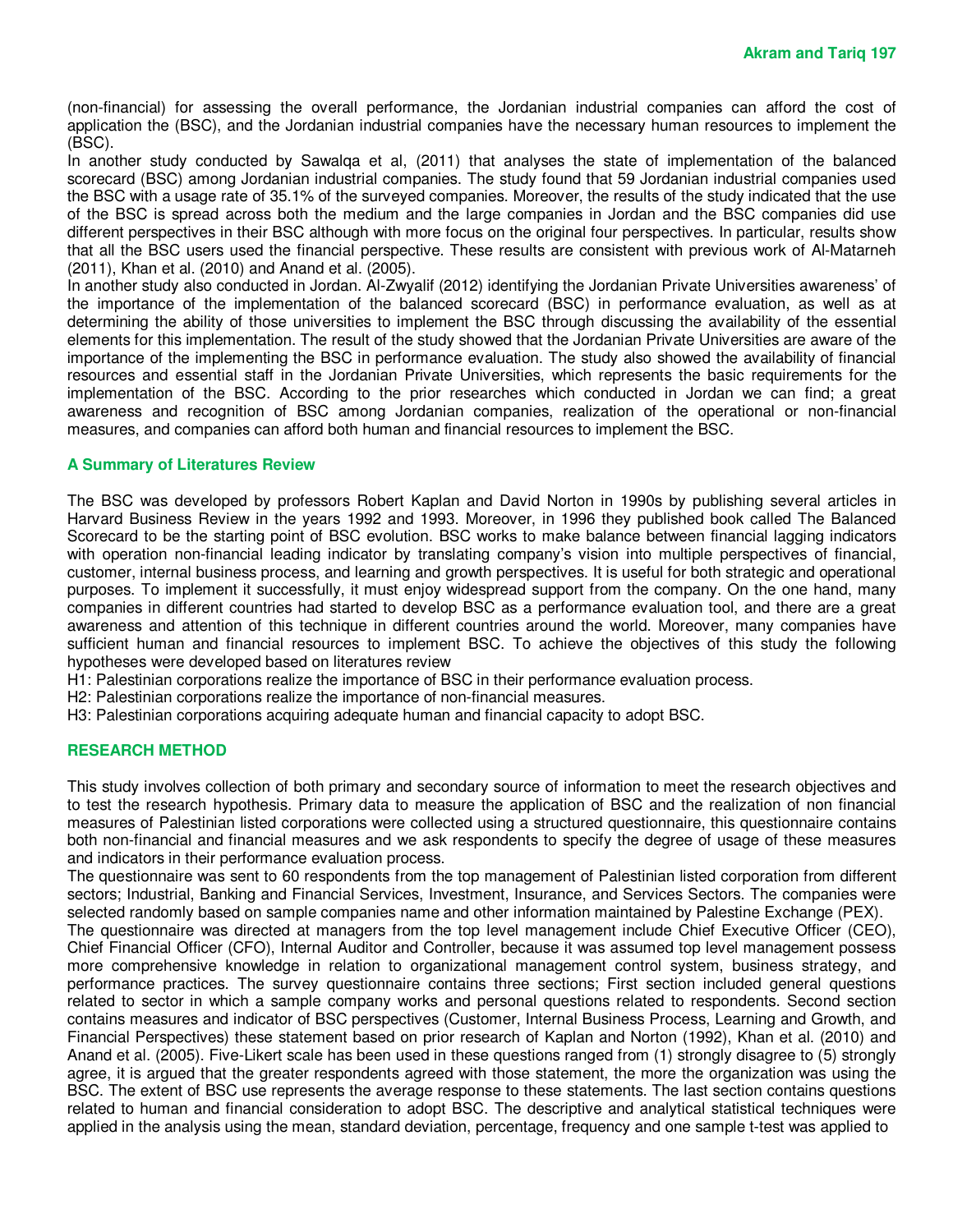(non-financial) for assessing the overall performance, the Jordanian industrial companies can afford the cost of application the (BSC), and the Jordanian industrial companies have the necessary human resources to implement the (BSC).

In another study conducted by Sawalqa et al, (2011) that analyses the state of implementation of the balanced scorecard (BSC) among Jordanian industrial companies. The study found that 59 Jordanian industrial companies used the BSC with a usage rate of 35.1% of the surveyed companies. Moreover, the results of the study indicated that the use of the BSC is spread across both the medium and the large companies in Jordan and the BSC companies did use different perspectives in their BSC although with more focus on the original four perspectives. In particular, results show that all the BSC users used the financial perspective. These results are consistent with previous work of Al-Matarneh (2011), Khan et al. (2010) and Anand et al. (2005).

In another study also conducted in Jordan. Al-Zwyalif (2012) identifying the Jordanian Private Universities awareness' of the importance of the implementation of the balanced scorecard (BSC) in performance evaluation, as well as at determining the ability of those universities to implement the BSC through discussing the availability of the essential elements for this implementation. The result of the study showed that the Jordanian Private Universities are aware of the importance of the implementing the BSC in performance evaluation. The study also showed the availability of financial resources and essential staff in the Jordanian Private Universities, which represents the basic requirements for the implementation of the BSC. According to the prior researches which conducted in Jordan we can find; a great awareness and recognition of BSC among Jordanian companies, realization of the operational or non-financial measures, and companies can afford both human and financial resources to implement the BSC.

## A Summary of Literatures Review

The BSC was developed by professors Robert Kaplan and David Norton in 1990s by publishing several articles in Harvard Business Review in the years 1992 and 1993. Moreover, in 1996 they published book called The Balanced Scorecard to be the starting point of BSC evolution. BSC works to make balance between financial lagging indicators with operation non-financial leading indicator by translating company's vision into multiple perspectives of financial, customer, internal business process, and learning and growth perspectives. It is useful for both strategic and operational purposes. To implement it successfully, it must enjoy widespread support from the company. On the one hand, many companies in different countries had started to develop BSC as a performance evaluation tool, and there are a great awareness and attention of this technique in different countries around the world. Moreover, many companies have sufficient human and financial resources to implement BSC. To achieve the objectives of this study the following hypotheses were developed based on literatures review

H1: Palestinian corporations realize the importance of BSC in their performance evaluation process.

H2: Palestinian corporations realize the importance of non-financial measures.

H3: Palestinian corporations acquiring adequate human and financial capacity to adopt BSC.

## RESEARCH METHOD

This study involves collection of both primary and secondary source of information to meet the research objectives and to test the research hypothesis. Primary data to measure the application of BSC and the realization of non financial measures of Palestinian listed corporations were collected using a structured questionnaire, this questionnaire contains both non-financial and financial measures and we ask respondents to specify the degree of usage of these measures and indicators in their performance evaluation process.

The questionnaire was sent to 60 respondents from the top management of Palestinian listed corporation from different sectors; Industrial, Banking and Financial Services, Investment, Insurance, and Services Sectors. The companies were selected randomly based on sample companies name and other information maintained by Palestine Exchange (PEX).

The questionnaire was directed at managers from the top level management include Chief Executive Officer (CEO), Chief Financial Officer (CFO), Internal Auditor and Controller, because it was assumed top level management possess more comprehensive knowledge in relation to organizational management control system, business strategy, and performance practices. The survey questionnaire contains three sections; First section included general questions related to sector in which a sample company works and personal questions related to respondents. Second section contains measures and indicator of BSC perspectives (Customer, Internal Business Process, Learning and Growth, and Financial Perspectives) these statement based on prior research of Kaplan and Norton (1992), Khan et al. (2010) and Anand et al. (2005). Five-Likert scale has been used in these questions ranged from (1) strongly disagree to (5) strongly agree, it is argued that the greater respondents agreed with those statement, the more the organization was using the BSC. The extent of BSC use represents the average response to these statements. The last section contains questions related to human and financial consideration to adopt BSC. The descriptive and analytical statistical techniques were applied in the analysis using the mean, standard deviation, percentage, frequency and one sample t-test was applied to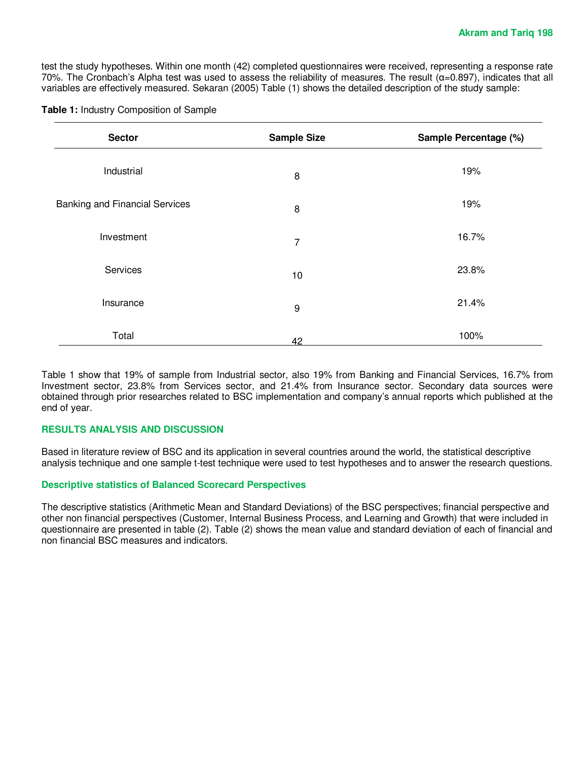test the study hypotheses. Within one month (42) completed questionnaires were received, representing a response rate 70%. The Cronbach's Alpha test was used to assess the reliability of measures. The result (α=0.897), indicates that all variables are effectively measured. Sekaran (2005) Table (1) shows the detailed description of the study sample:

**Table 1:** Industry Composition of Sample

| Sector | Sample Size | Sample Percentage (%) |
|---|---|---|
| Industrial | 8 | 19% |
| Banking and Financial Services | 8 | 19% |
| Investment | 7 | 16.7% |
| Services | 10 | 23.8% |
| Insurance | 9 | 21.4% |
| Total | 42 | 100% |

Table 1 show that 19% of sample from Industrial sector, also 19% from Banking and Financial Services, 16.7% from Investment sector, 23.8% from Services sector, and 21.4% from Insurance sector. Secondary data sources were obtained through prior researches related to BSC implementation and company's annual reports which published at the end of year.

## RESULTS ANALYSIS AND DISCUSSION

Based in literature review of BSC and its application in several countries around the world, the statistical descriptive analysis technique and one sample t-test technique were used to test hypotheses and to answer the research questions.

### Descriptive statistics of Balanced Scorecard Perspectives

The descriptive statistics (Arithmetic Mean and Standard Deviations) of the BSC perspectives; financial perspective and other non financial perspectives (Customer, Internal Business Process, and Learning and Growth) that were included in questionnaire are presented in table (2). Table (2) shows the mean value and standard deviation of each of financial and non financial BSC measures and indicators.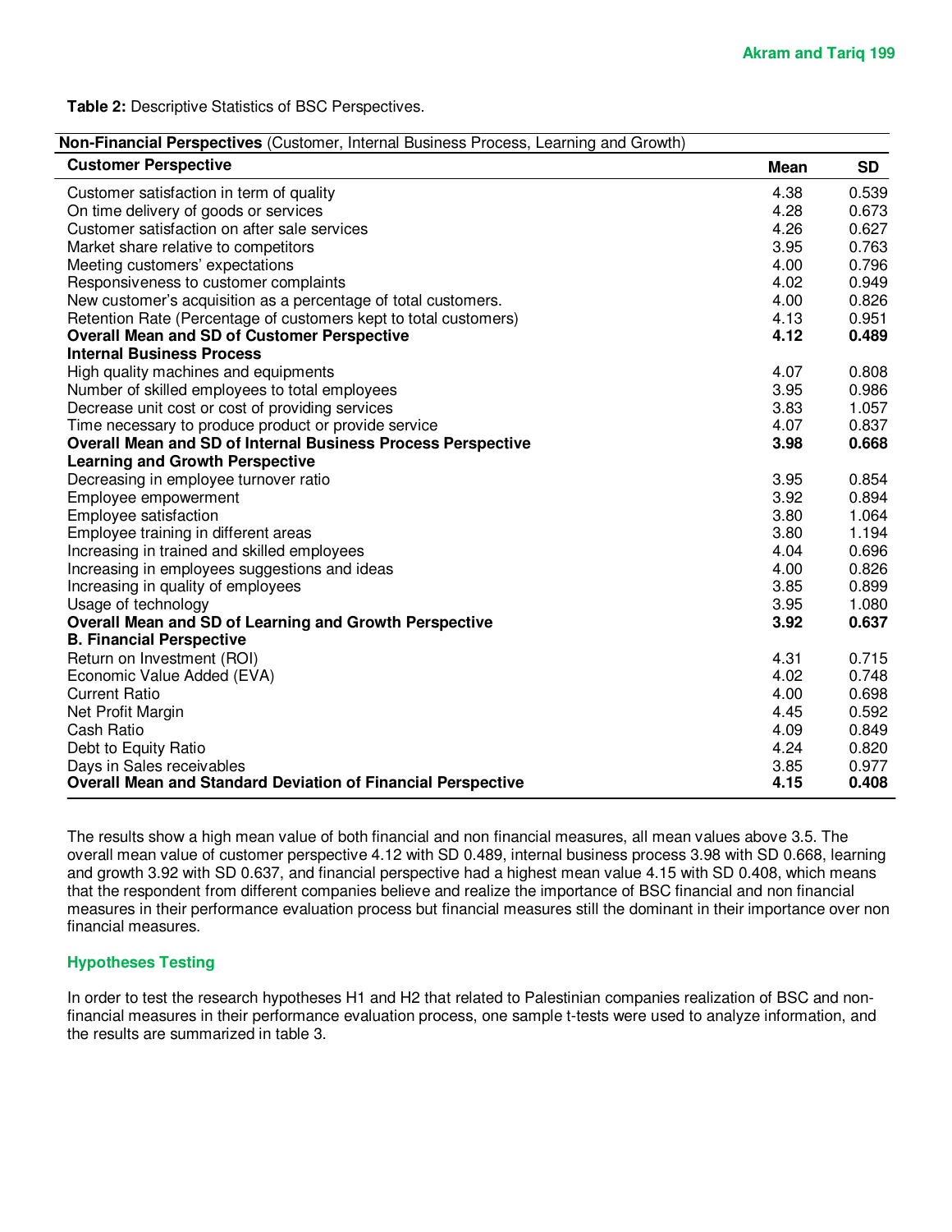**Table 2:** Descriptive Statistics of BSC Perspectives.

| **Non-Financial Perspectives** (Customer, Internal Business Process, Learning and Growth) | | |
|---|---|---|
| **Customer Perspective** | **Mean** | **SD** |
| Customer satisfaction in term of quality | 4.38 | 0.539 |
| On time delivery of goods or services | 4.28 | 0.673 |
| Customer satisfaction on after sale services | 4.26 | 0.627 |
| Market share relative to competitors | 3.95 | 0.763 |
| Meeting customers' expectations | 4.00 | 0.796 |
| Responsiveness to customer complaints | 4.02 | 0.949 |
| New customer's acquisition as a percentage of total customers. | 4.00 | 0.826 |
| Retention Rate (Percentage of customers kept to total customers) | 4.13 | 0.951 |
| **Overall Mean and SD of Customer Perspective** | **4.12** | **0.489** |
| **Internal Business Process** | | |
| High quality machines and equipments | 4.07 | 0.808 |
| Number of skilled employees to total employees | 3.95 | 0.986 |
| Decrease unit cost or cost of providing services | 3.83 | 1.057 |
| Time necessary to produce product or provide service | 4.07 | 0.837 |
| **Overall Mean and SD of Internal Business Process Perspective** | **3.98** | **0.668** |
| **Learning and Growth Perspective** | | |
| Decreasing in employee turnover ratio | 3.95 | 0.854 |
| Employee empowerment | 3.92 | 0.894 |
| Employee satisfaction | 3.80 | 1.064 |
| Employee training in different areas | 3.80 | 1.194 |
| Increasing in trained and skilled employees | 4.04 | 0.696 |
| Increasing in employees suggestions and ideas | 4.00 | 0.826 |
| Increasing in quality of employees | 3.85 | 0.899 |
| Usage of technology | 3.95 | 1.080 |
| **Overall Mean and SD of Learning and Growth Perspective** | **3.92** | **0.637** |
| **B. Financial Perspective** | | |
| Return on Investment (ROI) | 4.31 | 0.715 |
| Economic Value Added (EVA) | 4.02 | 0.748 |
| Current Ratio | 4.00 | 0.698 |
| Net Profit Margin | 4.45 | 0.592 |
| Cash Ratio | 4.09 | 0.849 |
| Debt to Equity Ratio | 4.24 | 0.820 |
| Days in Sales receivables | 3.85 | 0.977 |
| **Overall Mean and Standard Deviation of Financial Perspective** | **4.15** | **0.408** |

The results show a high mean value of both financial and non financial measures, all mean values above 3.5. The overall mean value of customer perspective 4.12 with SD 0.489, internal business process 3.98 with SD 0.668, learning and growth 3.92 with SD 0.637, and financial perspective had a highest mean value 4.15 with SD 0.408, which means that the respondent from different companies believe and realize the importance of BSC financial and non financial measures in their performance evaluation process but financial measures still the dominant in their importance over non financial measures.

## Hypotheses Testing

In order to test the research hypotheses H1 and H2 that related to Palestinian companies realization of BSC and non-financial measures in their performance evaluation process, one sample t-tests were used to analyze information, and the results are summarized in table 3.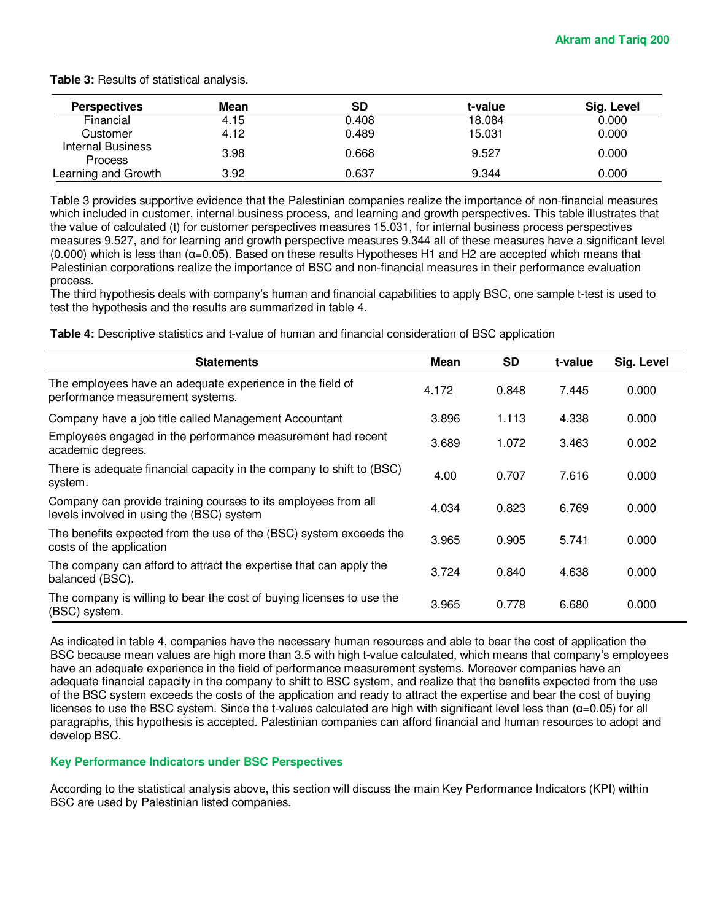**Table 3:** Results of statistical analysis.

| Perspectives | Mean | SD | t-value | Sig. Level |
|---|---|---|---|---|
| Financial | 4.15 | 0.408 | 18.084 | 0.000 |
| Customer | 4.12 | 0.489 | 15.031 | 0.000 |
| Internal Business Process | 3.98 | 0.668 | 9.527 | 0.000 |
| Learning and Growth | 3.92 | 0.637 | 9.344 | 0.000 |

Table 3 provides supportive evidence that the Palestinian companies realize the importance of non-financial measures which included in customer, internal business process, and learning and growth perspectives. This table illustrates that the value of calculated (t) for customer perspectives measures 15.031, for internal business process perspectives measures 9.527, and for learning and growth perspective measures 9.344 all of these measures have a significant level (0.000) which is less than (α=0.05). Based on these results Hypotheses H1 and H2 are accepted which means that Palestinian corporations realize the importance of BSC and non-financial measures in their performance evaluation process.

The third hypothesis deals with company's human and financial capabilities to apply BSC, one sample t-test is used to test the hypothesis and the results are summarized in table 4.

**Table 4:** Descriptive statistics and t-value of human and financial consideration of BSC application

| Statements | Mean | SD | t-value | Sig. Level |
|---|---|---|---|---|
| The employees have an adequate experience in the field of performance measurement systems. | 4.172 | 0.848 | 7.445 | 0.000 |
| Company have a job title called Management Accountant | 3.896 | 1.113 | 4.338 | 0.000 |
| Employees engaged in the performance measurement had recent academic degrees. | 3.689 | 1.072 | 3.463 | 0.002 |
| There is adequate financial capacity in the company to shift to (BSC) system. | 4.00 | 0.707 | 7.616 | 0.000 |
| Company can provide training courses to its employees from all levels involved in using the (BSC) system | 4.034 | 0.823 | 6.769 | 0.000 |
| The benefits expected from the use of the (BSC) system exceeds the costs of the application | 3.965 | 0.905 | 5.741 | 0.000 |
| The company can afford to attract the expertise that can apply the balanced (BSC). | 3.724 | 0.840 | 4.638 | 0.000 |
| The company is willing to bear the cost of buying licenses to use the (BSC) system. | 3.965 | 0.778 | 6.680 | 0.000 |

As indicated in table 4, companies have the necessary human resources and able to bear the cost of application the BSC because mean values are high more than 3.5 with high t-value calculated, which means that company's employees have an adequate experience in the field of performance measurement systems. Moreover companies have an adequate financial capacity in the company to shift to BSC system, and realize that the benefits expected from the use of the BSC system exceeds the costs of the application and ready to attract the expertise and bear the cost of buying licenses to use the BSC system. Since the t-values calculated are high with significant level less than (α=0.05) for all paragraphs, this hypothesis is accepted. Palestinian companies can afford financial and human resources to adopt and develop BSC.

### Key Performance Indicators under BSC Perspectives

According to the statistical analysis above, this section will discuss the main Key Performance Indicators (KPI) within BSC are used by Palestinian listed companies.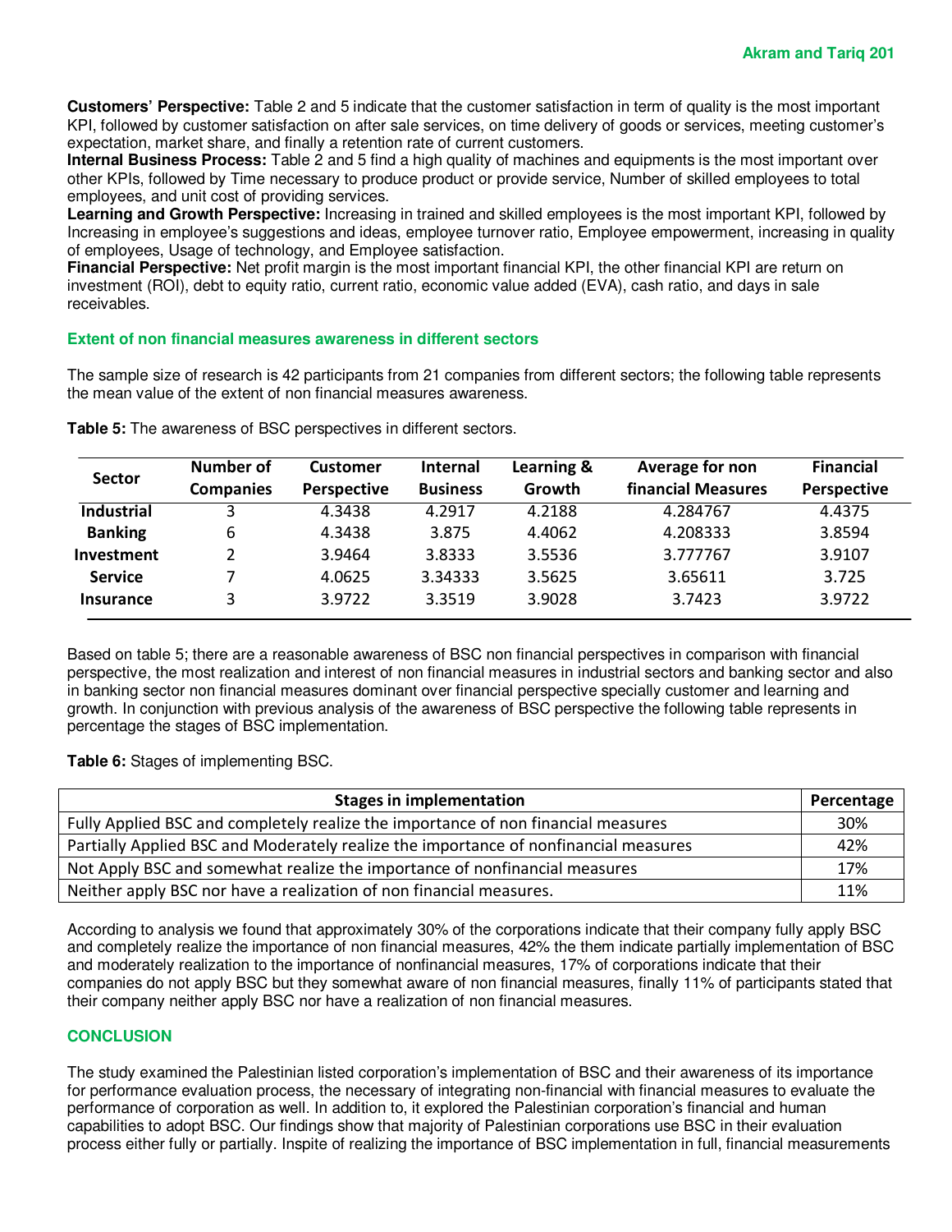**Customers' Perspective:** Table 2 and 5 indicate that the customer satisfaction in term of quality is the most important KPI, followed by customer satisfaction on after sale services, on time delivery of goods or services, meeting customer's expectation, market share, and finally a retention rate of current customers.

**Internal Business Process:** Table 2 and 5 find a high quality of machines and equipments is the most important over other KPIs, followed by Time necessary to produce product or provide service, Number of skilled employees to total employees, and unit cost of providing services.

**Learning and Growth Perspective:** Increasing in trained and skilled employees is the most important KPI, followed by Increasing in employee's suggestions and ideas, employee turnover ratio, Employee empowerment, increasing in quality of employees, Usage of technology, and Employee satisfaction.

**Financial Perspective:** Net profit margin is the most important financial KPI, the other financial KPI are return on investment (ROI), debt to equity ratio, current ratio, economic value added (EVA), cash ratio, and days in sale receivables.

## Extent of non financial measures awareness in different sectors

The sample size of research is 42 participants from 21 companies from different sectors; the following table represents the mean value of the extent of non financial measures awareness.

**Table 5:** The awareness of BSC perspectives in different sectors.

| Sector | Number of Companies | Customer Perspective | Internal Business | Learning & Growth | Average for non financial Measures | Financial Perspective |
|---|---|---|---|---|---|---|
| **Industrial** | 3 | 4.3438 | 4.2917 | 4.2188 | 4.284767 | 4.4375 |
| **Banking** | 6 | 4.3438 | 3.875 | 4.4062 | 4.208333 | 3.8594 |
| **Investment** | 2 | 3.9464 | 3.8333 | 3.5536 | 3.777767 | 3.9107 |
| **Service** | 7 | 4.0625 | 3.34333 | 3.5625 | 3.65611 | 3.725 |
| **Insurance** | 3 | 3.9722 | 3.3519 | 3.9028 | 3.7423 | 3.9722 |

Based on table 5; there are a reasonable awareness of BSC non financial perspectives in comparison with financial perspective, the most realization and interest of non financial measures in industrial sectors and banking sector and also in banking sector non financial measures dominant over financial perspective specially customer and learning and growth. In conjunction with previous analysis of the awareness of BSC perspective the following table represents in percentage the stages of BSC implementation.

**Table 6:** Stages of implementing BSC.

| Stages in implementation | Percentage |
|---|---|
| Fully Applied BSC and completely realize the importance of non financial measures | 30% |
| Partially Applied BSC and Moderately realize the importance of nonfinancial measures | 42% |
| Not Apply BSC and somewhat realize the importance of nonfinancial measures | 17% |
| Neither apply BSC nor have a realization of non financial measures. | 11% |

According to analysis we found that approximately 30% of the corporations indicate that their company fully apply BSC and completely realize the importance of non financial measures, 42% the them indicate partially implementation of BSC and moderately realization to the importance of nonfinancial measures, 17% of corporations indicate that their companies do not apply BSC but they somewhat aware of non financial measures, finally 11% of participants stated that their company neither apply BSC nor have a realization of non financial measures.

## CONCLUSION

The study examined the Palestinian listed corporation's implementation of BSC and their awareness of its importance for performance evaluation process, the necessary of integrating non-financial with financial measures to evaluate the performance of corporation as well. In addition to, it explored the Palestinian corporation's financial and human capabilities to adopt BSC. Our findings show that majority of Palestinian corporations use BSC in their evaluation process either fully or partially. Inspite of realizing the importance of BSC implementation in full, financial measurements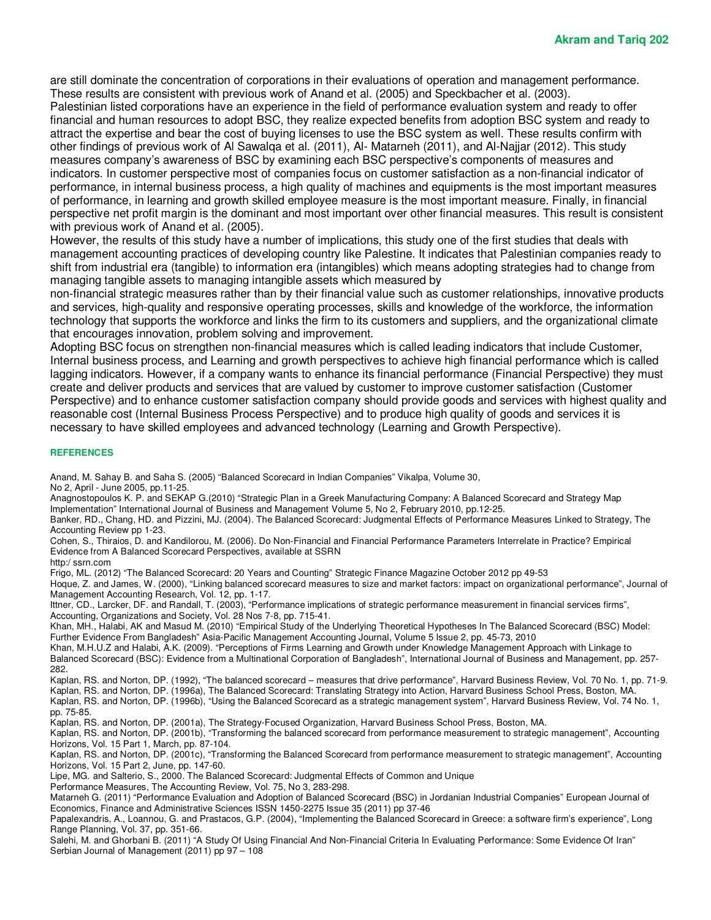are still dominate the concentration of corporations in their evaluations of operation and management performance. These results are consistent with previous work of Anand et al. (2005) and Speckbacher et al. (2003).

Palestinian listed corporations have an experience in the field of performance evaluation system and ready to offer financial and human resources to adopt BSC, they realize expected benefits from adoption BSC system and ready to attract the expertise and bear the cost of buying licenses to use the BSC system as well. These results confirm with other findings of previous work of Al Sawalqa et al. (2011), Al- Matarneh (2011), and Al-Najjar (2012). This study measures company's awareness of BSC by examining each BSC perspective's components of measures and indicators. In customer perspective most of companies focus on customer satisfaction as a non-financial indicator of performance, in internal business process, a high quality of machines and equipments is the most important measures of performance, in learning and growth skilled employee measure is the most important measure. Finally, in financial perspective net profit margin is the dominant and most important over other financial measures. This result is consistent with previous work of Anand et al. (2005).

However, the results of this study have a number of implications, this study one of the first studies that deals with management accounting practices of developing country like Palestine. It indicates that Palestinian companies ready to shift from industrial era (tangible) to information era (intangibles) which means adopting strategies had to change from managing tangible assets to managing intangible assets which measured by non-financial strategic measures rather than by their financial value such as customer relationships, innovative products and services, high-quality and responsive operating processes, skills and knowledge of the workforce, the information technology that supports the workforce and links the firm to its customers and suppliers, and the organizational climate that encourages innovation, problem solving and improvement.

Adopting BSC focus on strengthen non-financial measures which is called leading indicators that include Customer, Internal business process, and Learning and growth perspectives to achieve high financial performance which is called lagging indicators. However, if a company wants to enhance its financial performance (Financial Perspective) they must create and deliver products and services that are valued by customer to improve customer satisfaction (Customer Perspective) and to enhance customer satisfaction company should provide goods and services with highest quality and reasonable cost (Internal Business Process Perspective) and to produce high quality of goods and services it is necessary to have skilled employees and advanced technology (Learning and Growth Perspective).

## REFERENCES

Anand, M. Sahay B. and Saha S. (2005) "Balanced Scorecard in Indian Companies" Vikalpa, Volume 30, No 2, April - June 2005, pp.11-25.

Anagnostopoulos K. P. and SEKAP G.(2010) "Strategic Plan in a Greek Manufacturing Company: A Balanced Scorecard and Strategy Map Implementation" International Journal of Business and Management Volume 5, No 2, February 2010, pp.12-25.

Banker, RD., Chang, HD. and Pizzini, MJ. (2004). The Balanced Scorecard: Judgmental Effects of Performance Measures Linked to Strategy, The Accounting Review pp 1-23.

Cohen, S., Thiraios, D. and Kandilorou, M. (2006). Do Non-Financial and Financial Performance Parameters Interrelate in Practice? Empirical Evidence from A Balanced Scorecard Perspectives, available at SSRN http:/ ssrn.com

Frigo, ML. (2012) "The Balanced Scorecard: 20 Years and Counting" Strategic Finance Magazine October 2012 pp 49-53

Hoque, Z. and James, W. (2000), "Linking balanced scorecard measures to size and market factors: impact on organizational performance", Journal of Management Accounting Research, Vol. 12, pp. 1-17.

Ittner, CD., Larcker, DF. and Randall, T. (2003), "Performance implications of strategic performance measurement in financial services firms", Accounting, Organizations and Society, Vol. 28 Nos 7-8, pp. 715-41.

Khan, MH., Halabi, AK and Masud M. (2010) "Empirical Study of the Underlying Theoretical Hypotheses In The Balanced Scorecard (BSC) Model: Further Evidence From Bangladesh" Asia-Pacific Management Accounting Journal, Volume 5 Issue 2, pp. 45-73, 2010

Khan, M.H.U.Z and Halabi, A.K. (2009). "Perceptions of Firms Learning and Growth under Knowledge Management Approach with Linkage to Balanced Scorecard (BSC): Evidence from a Multinational Corporation of Bangladesh", International Journal of Business and Management, pp. 257-282.

Kaplan, RS. and Norton, DP. (1992), "The balanced scorecard – measures that drive performance", Harvard Business Review, Vol. 70 No. 1, pp. 71-9.

Kaplan, RS. and Norton, DP. (1996a), The Balanced Scorecard: Translating Strategy into Action, Harvard Business School Press, Boston, MA.

Kaplan, RS. and Norton, DP. (1996b), "Using the Balanced Scorecard as a strategic management system", Harvard Business Review, Vol. 74 No. 1, pp. 75-85.

Kaplan, RS. and Norton, DP. (2001a), The Strategy-Focused Organization, Harvard Business School Press, Boston, MA.

Kaplan, RS. and Norton, DP. (2001b), "Transforming the balanced scorecard from performance measurement to strategic management", Accounting Horizons, Vol. 15 Part 1, March, pp. 87-104.

Kaplan, RS. and Norton, DP. (2001c), "Transforming the Balanced Scorecard from performance measurement to strategic management", Accounting Horizons, Vol. 15 Part 2, June, pp. 147-60.

Lipe, MG. and Salterio, S., 2000. The Balanced Scorecard: Judgmental Effects of Common and Unique Performance Measures, The Accounting Review, Vol. 75, No 3, 283-298.

Matarneh G. (2011) "Performance Evaluation and Adoption of Balanced Scorecard (BSC) in Jordanian Industrial Companies" European Journal of Economics, Finance and Administrative Sciences ISSN 1450-2275 Issue 35 (2011) pp 37-46

Papalexandris, A., Loannou, G. and Prastacos, G.P. (2004), "Implementing the Balanced Scorecard in Greece: a software firm's experience", Long Range Planning, Vol. 37, pp. 351-66.

Salehi, M. and Ghorbani B. (2011) "A Study Of Using Financial And Non-Financial Criteria In Evaluating Performance: Some Evidence Of Iran" Serbian Journal of Management (2011) pp 97 – 108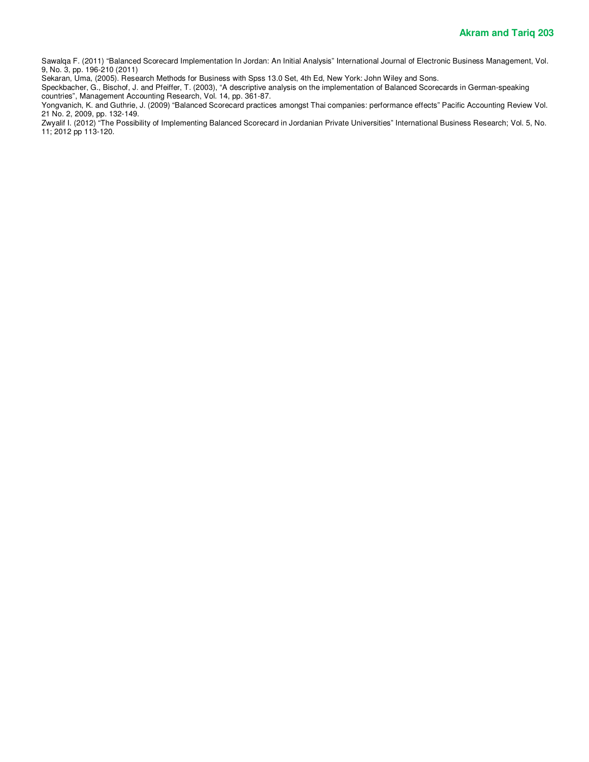Sawalqa F. (2011) “Balanced Scorecard Implementation In Jordan: An Initial Analysis” International Journal of Electronic Business Management, Vol. 9, No. 3, pp. 196-210 (2011)

Sekaran, Uma, (2005). Research Methods for Business with Spss 13.0 Set, 4th Ed, New York: John Wiley and Sons.

Speckbacher, G., Bischof, J. and Pfeiffer, T. (2003), “A descriptive analysis on the implementation of Balanced Scorecards in German-speaking countries”, Management Accounting Research, Vol. 14, pp. 361-87.

Yongvanich, K. and Guthrie, J. (2009) “Balanced Scorecard practices amongst Thai companies: performance effects” Pacific Accounting Review Vol. 21 No. 2, 2009, pp. 132-149.

Zwyalif I. (2012) “The Possibility of Implementing Balanced Scorecard in Jordanian Private Universities” International Business Research; Vol. 5, No. 11; 2012 pp 113-120.